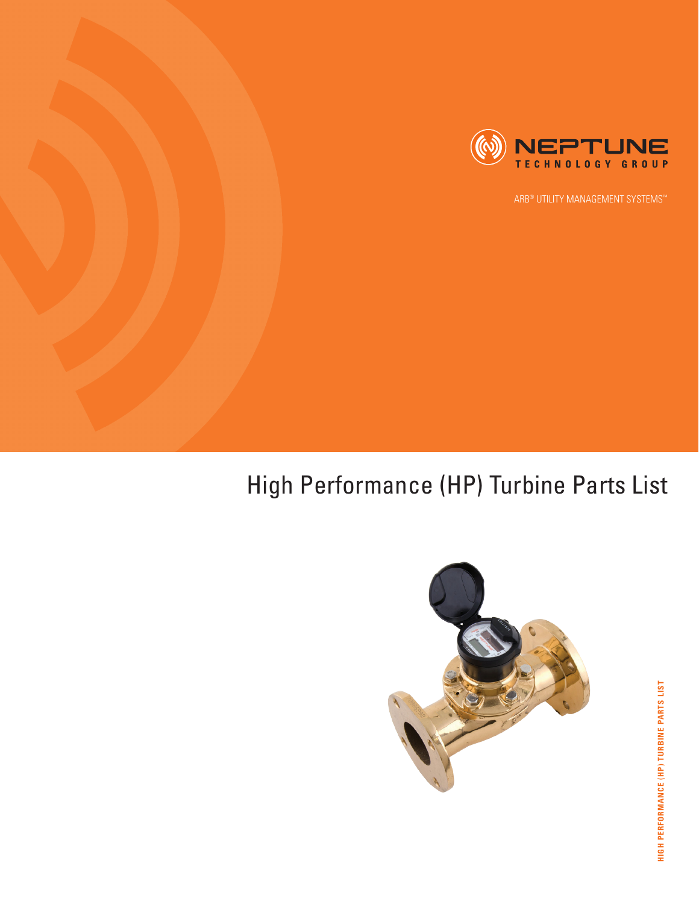NEPTUNE
TECHNOLOGY GROUP

ARB® UTILITY MANAGEMENT SYSTEMS™

# High Performance (HP) Turbine Parts List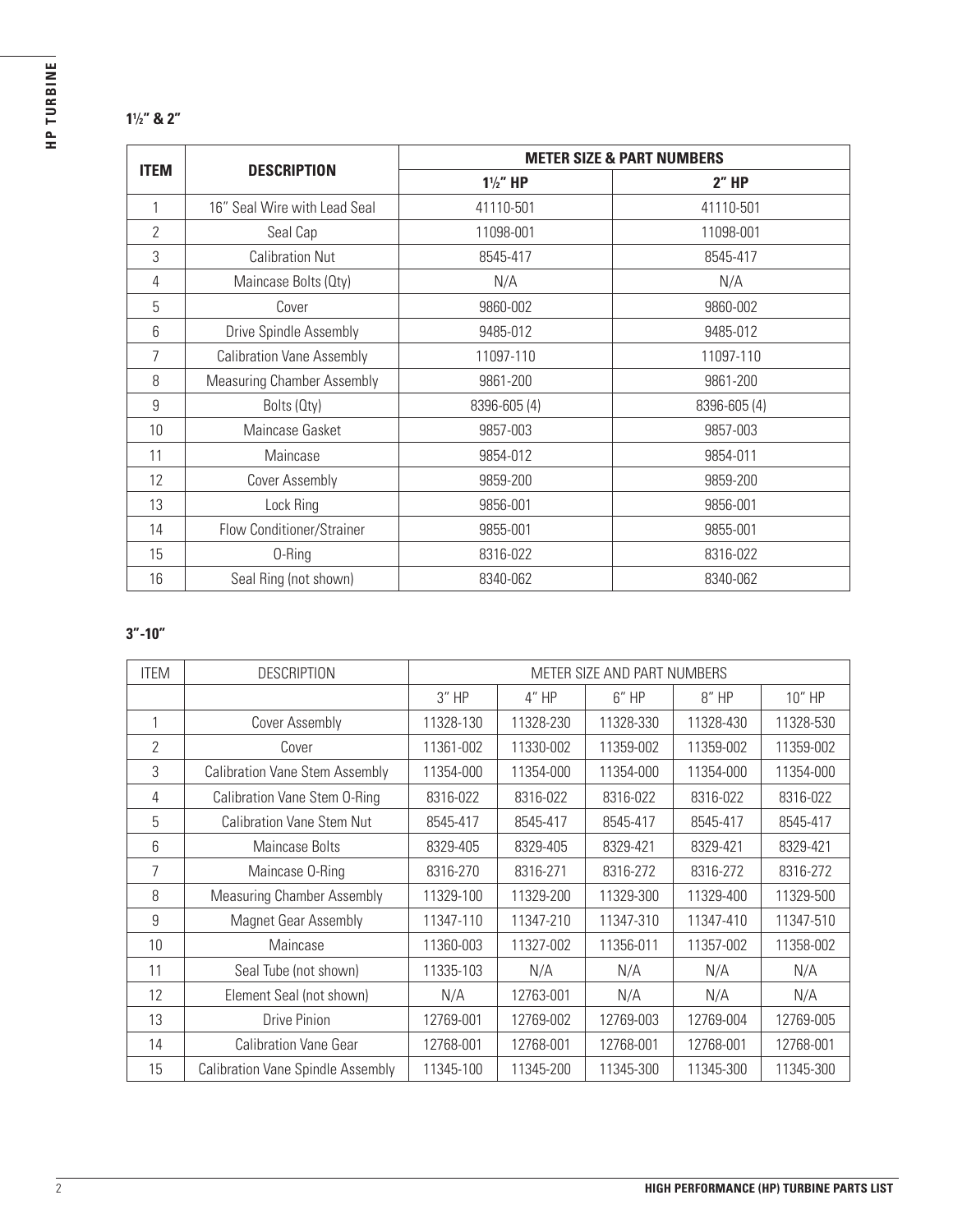## 1½" & 2"

| ITEM | DESCRIPTION | METER SIZE & PART NUMBERS | |
|---|---|---|---|
| | | 1½" HP | 2" HP |
| 1 | 16" Seal Wire with Lead Seal | 41110-501 | 41110-501 |
| 2 | Seal Cap | 11098-001 | 11098-001 |
| 3 | Calibration Nut | 8545-417 | 8545-417 |
| 4 | Maincase Bolts (Qty) | N/A | N/A |
| 5 | Cover | 9860-002 | 9860-002 |
| 6 | Drive Spindle Assembly | 9485-012 | 9485-012 |
| 7 | Calibration Vane Assembly | 11097-110 | 11097-110 |
| 8 | Measuring Chamber Assembly | 9861-200 | 9861-200 |
| 9 | Bolts (Qty) | 8396-605 (4) | 8396-605 (4) |
| 10 | Maincase Gasket | 9857-003 | 9857-003 |
| 11 | Maincase | 9854-012 | 9854-011 |
| 12 | Cover Assembly | 9859-200 | 9859-200 |
| 13 | Lock Ring | 9856-001 | 9856-001 |
| 14 | Flow Conditioner/Strainer | 9855-001 | 9855-001 |
| 15 | O-Ring | 8316-022 | 8316-022 |
| 16 | Seal Ring (not shown) | 8340-062 | 8340-062 |

## 3"-10"

| ITEM | DESCRIPTION | METER SIZE AND PART NUMBERS | | | | |
|---|---|---|---|---|---|---|
| | | 3" HP | 4" HP | 6" HP | 8" HP | 10" HP |
| 1 | Cover Assembly | 11328-130 | 11328-230 | 11328-330 | 11328-430 | 11328-530 |
| 2 | Cover | 11361-002 | 11330-002 | 11359-002 | 11359-002 | 11359-002 |
| 3 | Calibration Vane Stem Assembly | 11354-000 | 11354-000 | 11354-000 | 11354-000 | 11354-000 |
| 4 | Calibration Vane Stem O-Ring | 8316-022 | 8316-022 | 8316-022 | 8316-022 | 8316-022 |
| 5 | Calibration Vane Stem Nut | 8545-417 | 8545-417 | 8545-417 | 8545-417 | 8545-417 |
| 6 | Maincase Bolts | 8329-405 | 8329-405 | 8329-421 | 8329-421 | 8329-421 |
| 7 | Maincase O-Ring | 8316-270 | 8316-271 | 8316-272 | 8316-272 | 8316-272 |
| 8 | Measuring Chamber Assembly | 11329-100 | 11329-200 | 11329-300 | 11329-400 | 11329-500 |
| 9 | Magnet Gear Assembly | 11347-110 | 11347-210 | 11347-310 | 11347-410 | 11347-510 |
| 10 | Maincase | 11360-003 | 11327-002 | 11356-011 | 11357-002 | 11358-002 |
| 11 | Seal Tube (not shown) | 11335-103 | N/A | N/A | N/A | N/A |
| 12 | Element Seal (not shown) | N/A | 12763-001 | N/A | N/A | N/A |
| 13 | Drive Pinion | 12769-001 | 12769-002 | 12769-003 | 12769-004 | 12769-005 |
| 14 | Calibration Vane Gear | 12768-001 | 12768-001 | 12768-001 | 12768-001 | 12768-001 |
| 15 | Calibration Vane Spindle Assembly | 11345-100 | 11345-200 | 11345-300 | 11345-300 | 11345-300 |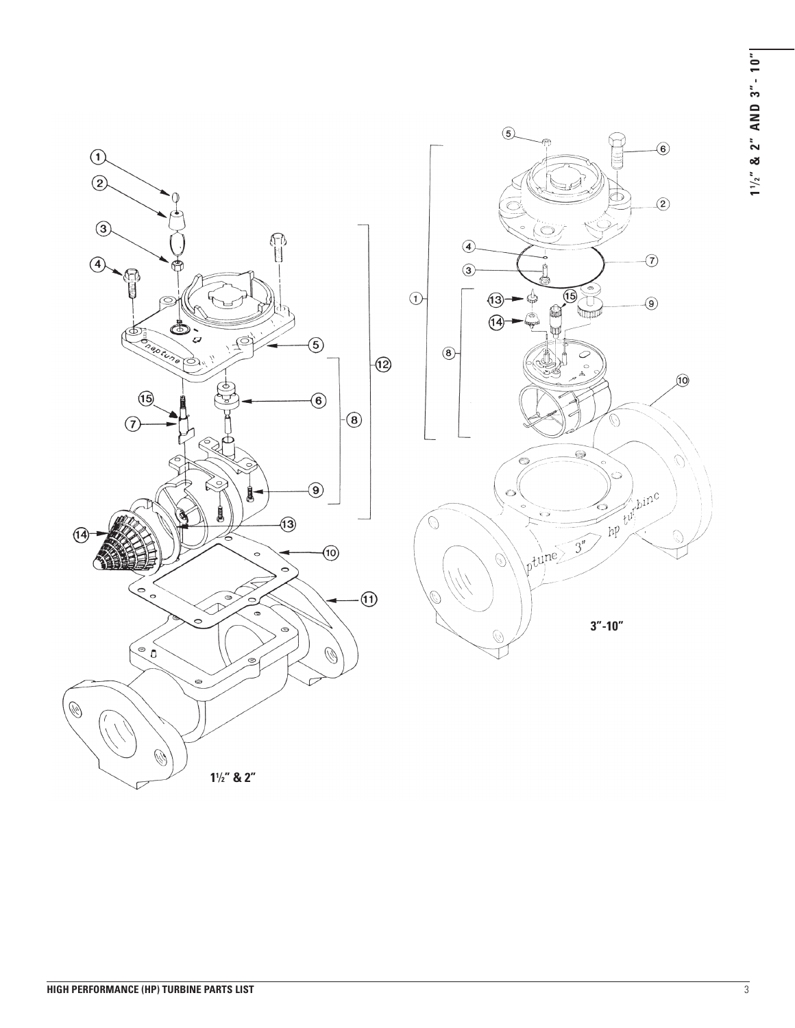1½" & 2"

3"-10"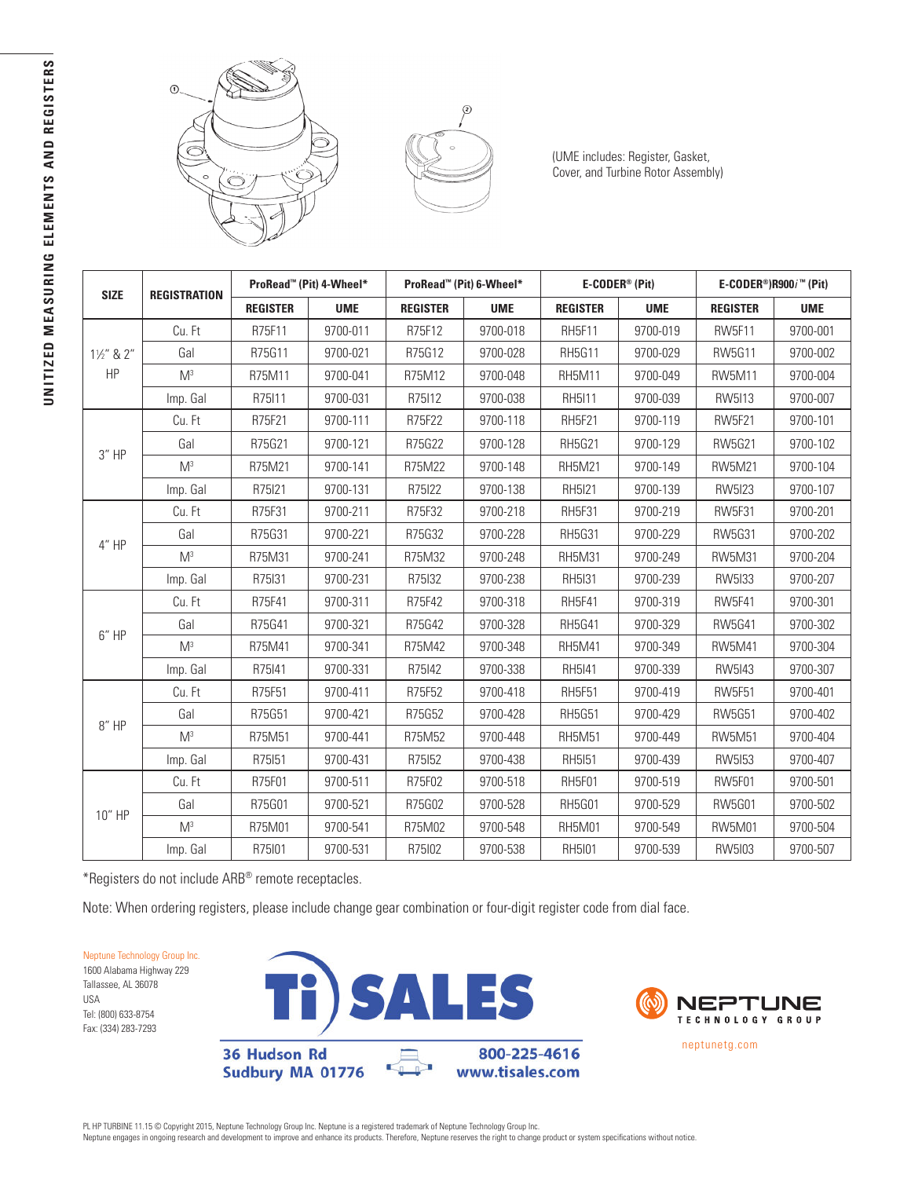(UME includes: Register, Gasket, Cover, and Turbine Rotor Assembly)

| SIZE | REGISTRATION | ProRead™ (Pit) 4-Wheel* | | ProRead™ (Pit) 6-Wheel* | | E-CODER® (Pit) | | E-CODER®)R900*i*™ (Pit) | |
|---|---|---|---|---|---|---|---|---|---|
| | | REGISTER | UME | REGISTER | UME | REGISTER | UME | REGISTER | UME |
| 1½" & 2" HP | Cu. Ft | R75F11 | 9700-011 | R75F12 | 9700-018 | RH5F11 | 9700-019 | RW5F11 | 9700-001 |
| | Gal | R75G11 | 9700-021 | R75G12 | 9700-028 | RH5G11 | 9700-029 | RW5G11 | 9700-002 |
| | $M^3$ | R75M11 | 9700-041 | R75M12 | 9700-048 | RH5M11 | 9700-049 | RW5M11 | 9700-004 |
| | Imp. Gal | R75I11 | 9700-031 | R75I12 | 9700-038 | RH5I11 | 9700-039 | RW5I13 | 9700-007 |
| 3" HP | Cu. Ft | R75F21 | 9700-111 | R75F22 | 9700-118 | RH5F21 | 9700-119 | RW5F21 | 9700-101 |
| | Gal | R75G21 | 9700-121 | R75G22 | 9700-128 | RH5G21 | 9700-129 | RW5G21 | 9700-102 |
| | $M^3$ | R75M21 | 9700-141 | R75M22 | 9700-148 | RH5M21 | 9700-149 | RW5M21 | 9700-104 |
| | Imp. Gal | R75I21 | 9700-131 | R75I22 | 9700-138 | RH5I21 | 9700-139 | RW5I23 | 9700-107 |
| 4" HP | Cu. Ft | R75F31 | 9700-211 | R75F32 | 9700-218 | RH5F31 | 9700-219 | RW5F31 | 9700-201 |
| | Gal | R75G31 | 9700-221 | R75G32 | 9700-228 | RH5G31 | 9700-229 | RW5G31 | 9700-202 |
| | $M^3$ | R75M31 | 9700-241 | R75M32 | 9700-248 | RH5M31 | 9700-249 | RW5M31 | 9700-204 |
| | Imp. Gal | R75I31 | 9700-231 | R75I32 | 9700-238 | RH5I31 | 9700-239 | RW5I33 | 9700-207 |
| 6" HP | Cu. Ft | R75F41 | 9700-311 | R75F42 | 9700-318 | RH5F41 | 9700-319 | RW5F41 | 9700-301 |
| | Gal | R75G41 | 9700-321 | R75G42 | 9700-328 | RH5G41 | 9700-329 | RW5G41 | 9700-302 |
| | $M^3$ | R75M41 | 9700-341 | R75M42 | 9700-348 | RH5M41 | 9700-349 | RW5M41 | 9700-304 |
| | Imp. Gal | R75I41 | 9700-331 | R75I42 | 9700-338 | RH5I41 | 9700-339 | RW5I43 | 9700-307 |
| 8" HP | Cu. Ft | R75F51 | 9700-411 | R75F52 | 9700-418 | RH5F51 | 9700-419 | RW5F51 | 9700-401 |
| | Gal | R75G51 | 9700-421 | R75G52 | 9700-428 | RH5G51 | 9700-429 | RW5G51 | 9700-402 |
| | $M^3$ | R75M51 | 9700-441 | R75M52 | 9700-448 | RH5M51 | 9700-449 | RW5M51 | 9700-404 |
| | Imp. Gal | R75I51 | 9700-431 | R75I52 | 9700-438 | RH5I51 | 9700-439 | RW5I53 | 9700-407 |
| 10" HP | Cu. Ft | R75F01 | 9700-511 | R75F02 | 9700-518 | RH5F01 | 9700-519 | RW5F01 | 9700-501 |
| | Gal | R75G01 | 9700-521 | R75G02 | 9700-528 | RH5G01 | 9700-529 | RW5G01 | 9700-502 |
| | $M^3$ | R75M01 | 9700-541 | R75M02 | 9700-548 | RH5M01 | 9700-549 | RW5M01 | 9700-504 |
| | Imp. Gal | R75I01 | 9700-531 | R75I02 | 9700-538 | RH5I01 | 9700-539 | RW5I03 | 9700-507 |

*Registers do not include ARB® remote receptacles.

Note: When ordering registers, please include change gear combination or four-digit register code from dial face.

Neptune Technology Group Inc.
1600 Alabama Highway 229
Tallassee, AL 36078
USA
Tel: (800) 633-8754
Fax: (334) 283-7293

Ti SALES
36 Hudson Rd
Sudbury MA 01776
800-225-4616
www.tisales.com

NEPTUNE TECHNOLOGY GROUP
neptunetg.com

PL HP TURBINE 11.15 © Copyright 2015, Neptune Technology Group Inc. Neptune is a registered trademark of Neptune Technology Group Inc.
Neptune engages in ongoing research and development to improve and enhance its products. Therefore, Neptune reserves the right to change product or system specifications without notice.